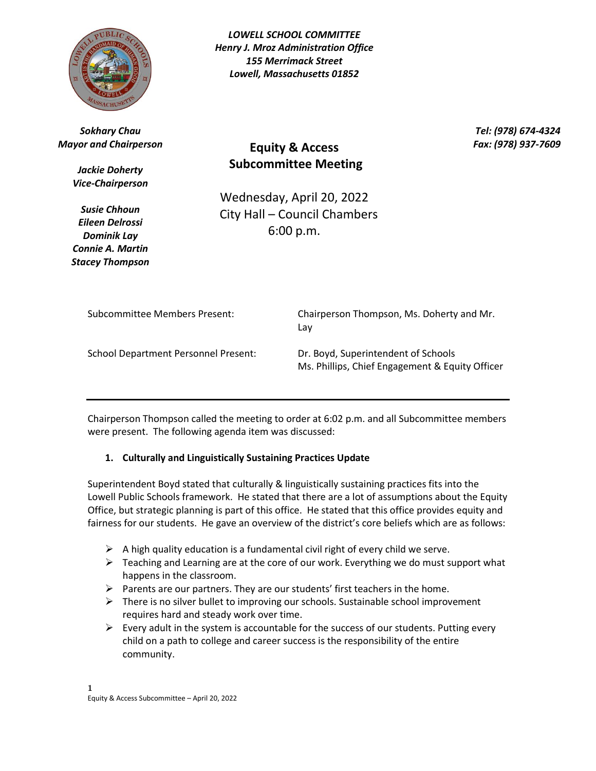***LOWELL SCHOOL COMMITTEE***
***Henry J. Mroz Administration Office***
***155 Merrimack Street***
***Lowell, Massachusetts 01852***

***Tel: (978) 674-4324***
***Fax: (978) 937-7609***

***Sokhary Chau***
***Mayor and Chairperson***

***Jackie Doherty***
***Vice-Chairperson***

***Susie Chhoun***
***Eileen Delrossi***
***Dominik Lay***
***Connie A. Martin***
***Stacey Thompson***

## Equity & Access Subcommittee Meeting

Wednesday, April 20, 2022
City Hall – Council Chambers
6:00 p.m.

| | |
|---|---|
| Subcommittee Members Present: | Chairperson Thompson, Ms. Doherty and Mr. Lay |
| School Department Personnel Present: | Dr. Boyd, Superintendent of Schools<br>Ms. Phillips, Chief Engagement & Equity Officer |

---

Chairperson Thompson called the meeting to order at 6:02 p.m. and all Subcommittee members were present. The following agenda item was discussed:

1. **Culturally and Linguistically Sustaining Practices Update**

Superintendent Boyd stated that culturally & linguistically sustaining practices fits into the Lowell Public Schools framework. He stated that there are a lot of assumptions about the Equity Office, but strategic planning is part of this office. He stated that this office provides equity and fairness for our students. He gave an overview of the district's core beliefs which are as follows:

- A high quality education is a fundamental civil right of every child we serve.
- Teaching and Learning are at the core of our work. Everything we do must support what happens in the classroom.
- Parents are our partners. They are our students' first teachers in the home.
- There is no silver bullet to improving our schools. Sustainable school improvement requires hard and steady work over time.
- Every adult in the system is accountable for the success of our students. Putting every child on a path to college and career success is the responsibility of the entire community.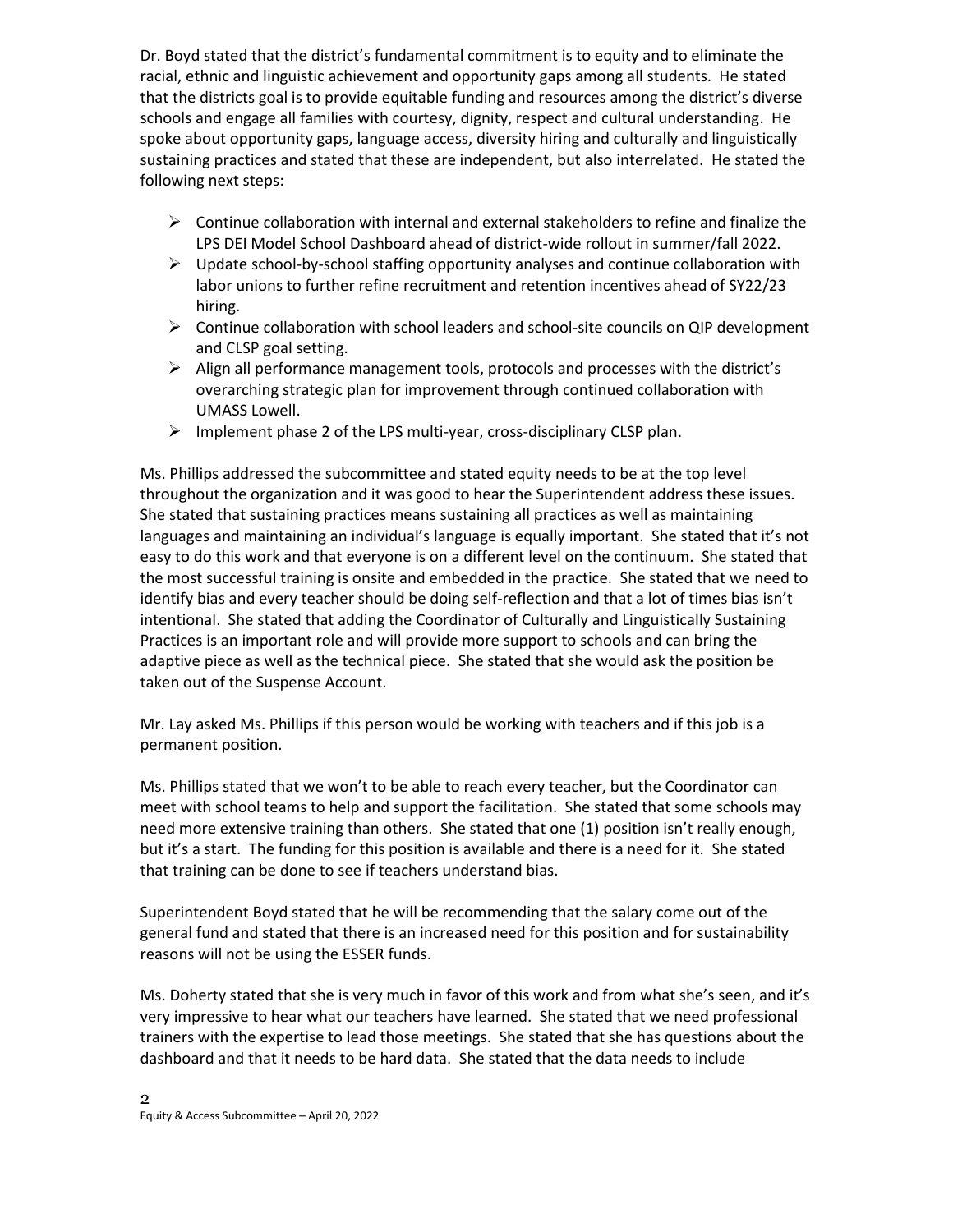Dr. Boyd stated that the district's fundamental commitment is to equity and to eliminate the racial, ethnic and linguistic achievement and opportunity gaps among all students. He stated that the districts goal is to provide equitable funding and resources among the district's diverse schools and engage all families with courtesy, dignity, respect and cultural understanding. He spoke about opportunity gaps, language access, diversity hiring and culturally and linguistically sustaining practices and stated that these are independent, but also interrelated. He stated the following next steps:

- Continue collaboration with internal and external stakeholders to refine and finalize the LPS DEI Model School Dashboard ahead of district-wide rollout in summer/fall 2022.
- Update school-by-school staffing opportunity analyses and continue collaboration with labor unions to further refine recruitment and retention incentives ahead of SY22/23 hiring.
- Continue collaboration with school leaders and school-site councils on QIP development and CLSP goal setting.
- Align all performance management tools, protocols and processes with the district's overarching strategic plan for improvement through continued collaboration with UMASS Lowell.
- Implement phase 2 of the LPS multi-year, cross-disciplinary CLSP plan.

Ms. Phillips addressed the subcommittee and stated equity needs to be at the top level throughout the organization and it was good to hear the Superintendent address these issues. She stated that sustaining practices means sustaining all practices as well as maintaining languages and maintaining an individual's language is equally important. She stated that it's not easy to do this work and that everyone is on a different level on the continuum. She stated that the most successful training is onsite and embedded in the practice. She stated that we need to identify bias and every teacher should be doing self-reflection and that a lot of times bias isn't intentional. She stated that adding the Coordinator of Culturally and Linguistically Sustaining Practices is an important role and will provide more support to schools and can bring the adaptive piece as well as the technical piece. She stated that she would ask the position be taken out of the Suspense Account.

Mr. Lay asked Ms. Phillips if this person would be working with teachers and if this job is a permanent position.

Ms. Phillips stated that we won't to be able to reach every teacher, but the Coordinator can meet with school teams to help and support the facilitation. She stated that some schools may need more extensive training than others. She stated that one (1) position isn't really enough, but it's a start. The funding for this position is available and there is a need for it. She stated that training can be done to see if teachers understand bias.

Superintendent Boyd stated that he will be recommending that the salary come out of the general fund and stated that there is an increased need for this position and for sustainability reasons will not be using the ESSER funds.

Ms. Doherty stated that she is very much in favor of this work and from what she's seen, and it's very impressive to hear what our teachers have learned. She stated that we need professional trainers with the expertise to lead those meetings. She stated that she has questions about the dashboard and that it needs to be hard data. She stated that the data needs to include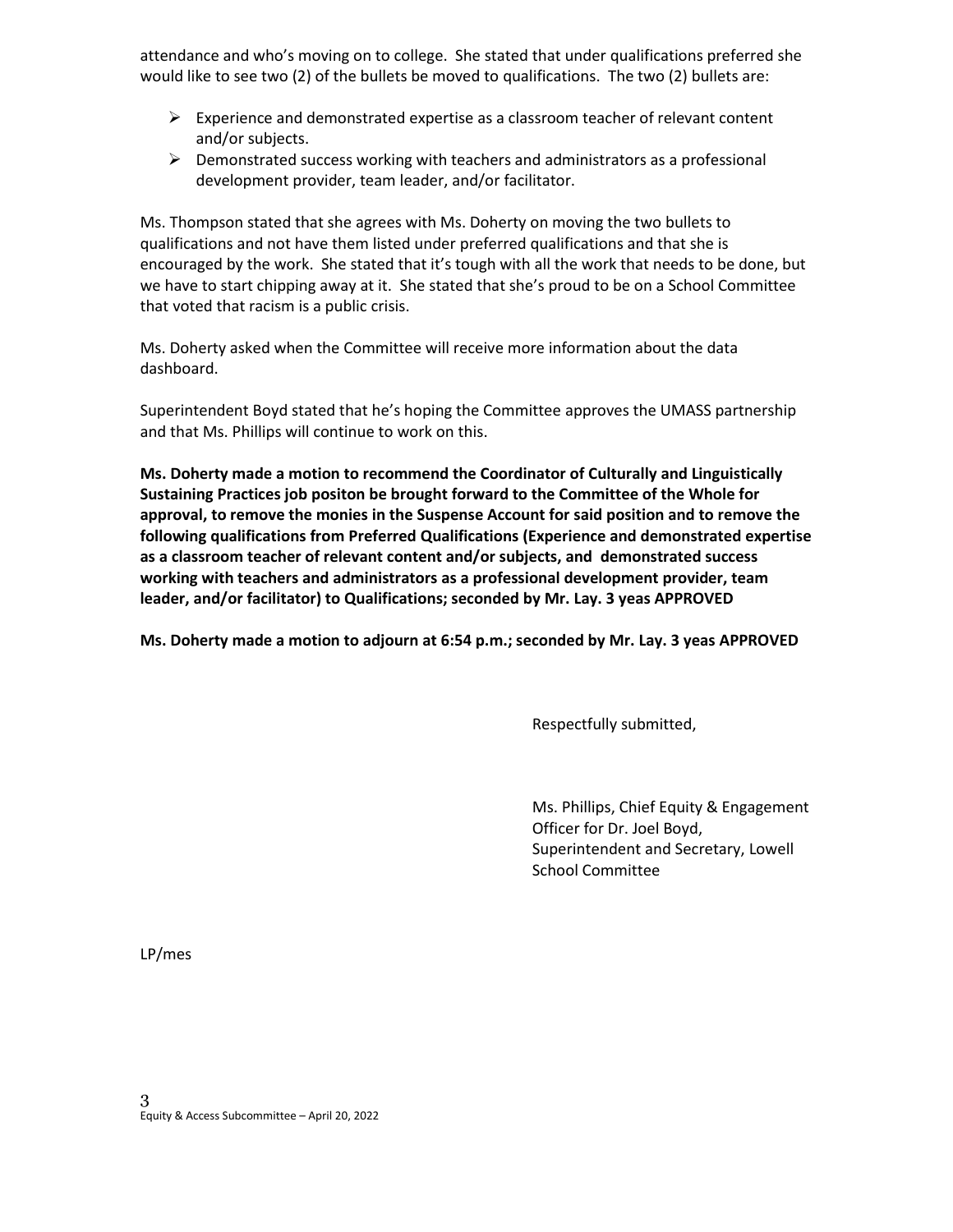attendance and who's moving on to college. She stated that under qualifications preferred she would like to see two (2) of the bullets be moved to qualifications. The two (2) bullets are:

- Experience and demonstrated expertise as a classroom teacher of relevant content and/or subjects.
- Demonstrated success working with teachers and administrators as a professional development provider, team leader, and/or facilitator.

Ms. Thompson stated that she agrees with Ms. Doherty on moving the two bullets to qualifications and not have them listed under preferred qualifications and that she is encouraged by the work. She stated that it's tough with all the work that needs to be done, but we have to start chipping away at it. She stated that she's proud to be on a School Committee that voted that racism is a public crisis.

Ms. Doherty asked when the Committee will receive more information about the data dashboard.

Superintendent Boyd stated that he's hoping the Committee approves the UMASS partnership and that Ms. Phillips will continue to work on this.

**Ms. Doherty made a motion to recommend the Coordinator of Culturally and Linguistically Sustaining Practices job positon be brought forward to the Committee of the Whole for approval, to remove the monies in the Suspense Account for said position and to remove the following qualifications from Preferred Qualifications (Experience and demonstrated expertise as a classroom teacher of relevant content and/or subjects, and demonstrated success working with teachers and administrators as a professional development provider, team leader, and/or facilitator) to Qualifications; seconded by Mr. Lay. 3 yeas APPROVED**

**Ms. Doherty made a motion to adjourn at 6:54 p.m.; seconded by Mr. Lay. 3 yeas APPROVED**

Respectfully submitted,

Ms. Phillips, Chief Equity & Engagement Officer for Dr. Joel Boyd, Superintendent and Secretary, Lowell School Committee

LP/mes